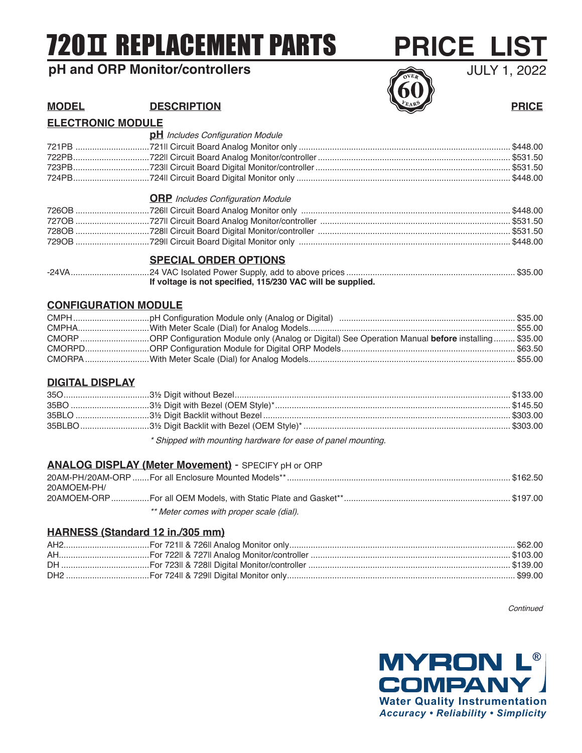# 720II REPLACEMENT PARTS PRICE LIST

## pH and ORP Monitor/controllers

JULY 1, 2022

OVER 60 YEARS

| MODEL | DESCRIPTION | PRICE |
|---|---|---|

### ELECTRONIC MODULE

**pH** *Includes Configuration Module*

| MODEL | DESCRIPTION | PRICE |
|---|---|---|
| 721PB | 721II Circuit Board Analog Monitor only | $448.00 |
| 722PB | 722II Circuit Board Analog Monitor/controller | $531.50 |
| 723PB | 723II Circuit Board Digital Monitor/controller | $531.50 |
| 724PB | 724II Circuit Board Digital Monitor only | $448.00 |

**ORP** *Includes Configuration Module*

| MODEL | DESCRIPTION | PRICE |
|---|---|---|
| 726OB | 726II Circuit Board Analog Monitor only | $448.00 |
| 727OB | 727II Circuit Board Analog Monitor/controller | $531.50 |
| 728OB | 728II Circuit Board Digital Monitor/controller | $531.50 |
| 729OB | 729II Circuit Board Digital Monitor only | $448.00 |

**SPECIAL ORDER OPTIONS**

| MODEL | DESCRIPTION | PRICE |
|---|---|---|
| -24VA | 24 VAC Isolated Power Supply, add to above prices | $35.00 |

**If voltage is not specified, 115/230 VAC will be supplied.**

### CONFIGURATION MODULE

| MODEL | DESCRIPTION | PRICE |
|---|---|---|
| CMPH | pH Configuration Module only (Analog or Digital) | $35.00 |
| CMPHA | With Meter Scale (Dial) for Analog Models | $55.00 |
| CMORP | ORP Configuration Module only (Analog or Digital) See Operation Manual **before** installing | $35.00 |
| CMORPD | ORP Configuration Module for Digital ORP Models | $63.50 |
| CMORPA | With Meter Scale (Dial) for Analog Models | $55.00 |

### DIGITAL DISPLAY

| MODEL | DESCRIPTION | PRICE |
|---|---|---|
| 35O | 3½ Digit without Bezel | $133.00 |
| 35BO | 3½ Digit with Bezel (OEM Style)* | $145.50 |
| 35BLO | 3½ Digit Backlit without Bezel | $303.00 |
| 35BLBO | 3½ Digit Backlit with Bezel (OEM Style)* | $303.00 |

*\* Shipped with mounting hardware for ease of panel mounting.*

### ANALOG DISPLAY (Meter Movement) - SPECIFY pH or ORP

| MODEL | DESCRIPTION | PRICE |
|---|---|---|
| 20AM-PH/20AM-ORP | For all Enclosure Mounted Models** | $162.50 |
| 20AMOEM-PH/ 20AMOEM-ORP | For all OEM Models, with Static Plate and Gasket** | $197.00 |

*\*\* Meter comes with proper scale (dial).*

### HARNESS (Standard 12 in./305 mm)

| MODEL | DESCRIPTION | PRICE |
|---|---|---|
| AH2 | For 721II & 726II Analog Monitor only | $62.00 |
| AH | For 722II & 727II Analog Monitor/controller | $103.00 |
| DH | For 723II & 728II Digital Monitor/controller | $139.00 |
| DH2 | For 724II & 729II Digital Monitor only | $99.00 |

*Continued*

**MYRON L® COMPANY**
Water Quality Instrumentation
*Accuracy • Reliability • Simplicity*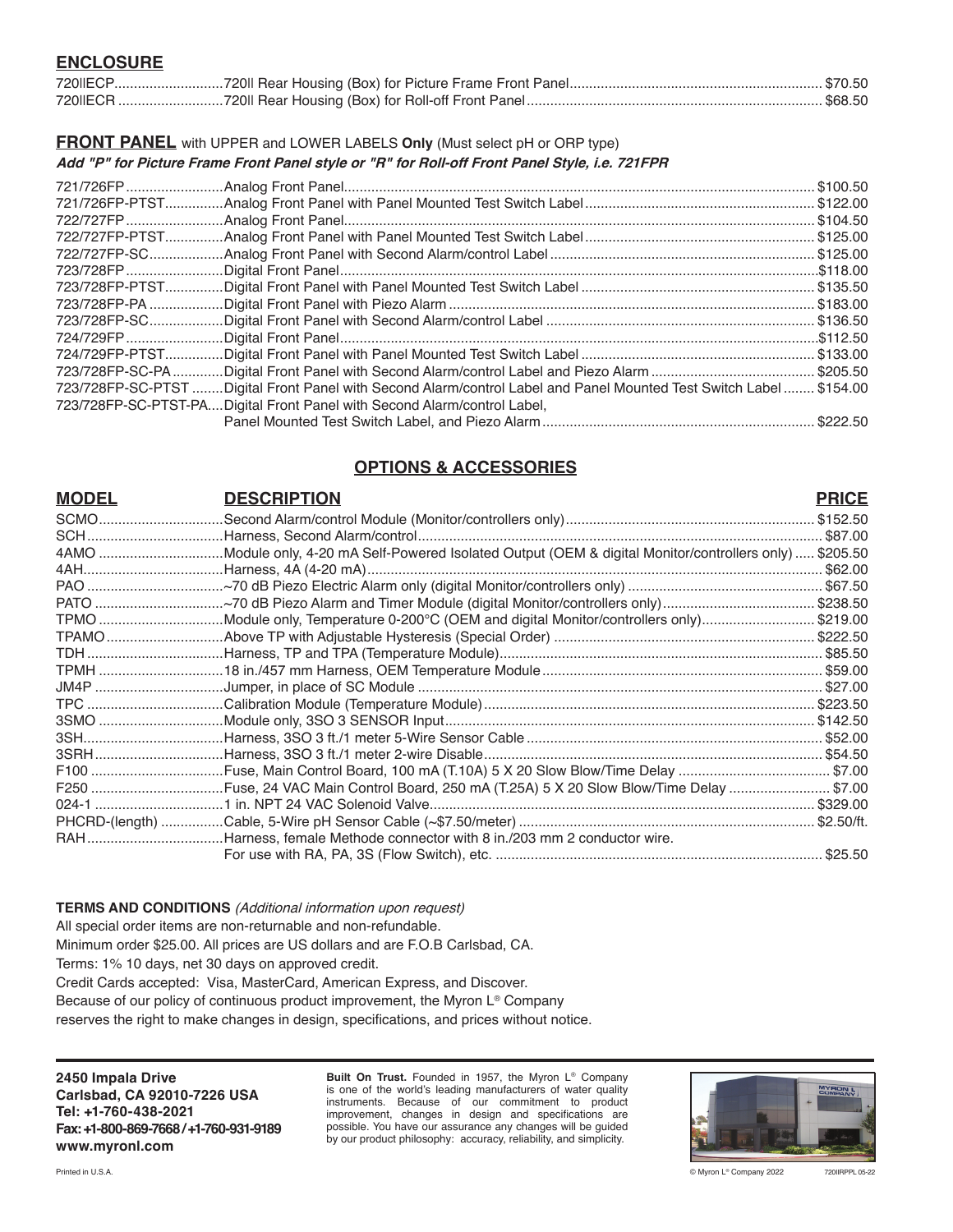## ENCLOSURE

| | | |
|---|---|---|
| 720IIECP | 720II Rear Housing (Box) for Picture Frame Front Panel | $70.50 |
| 720IIECR | 720II Rear Housing (Box) for Roll-off Front Panel | $68.50 |

## FRONT PANEL with UPPER and LOWER LABELS **Only** (Must select pH or ORP type)

***Add "P" for Picture Frame Front Panel style or "R" for Roll-off Front Panel Style, i.e. 721FPR***

| | | |
|---|---|---|
| 721/726FP | Analog Front Panel | $100.50 |
| 721/726FP-PTST | Analog Front Panel with Panel Mounted Test Switch Label | $122.00 |
| 722/727FP | Analog Front Panel | $104.50 |
| 722/727FP-PTST | Analog Front Panel with Panel Mounted Test Switch Label | $125.00 |
| 722/727FP-SC | Analog Front Panel with Second Alarm/control Label | $125.00 |
| 723/728FP | Digital Front Panel | $118.00 |
| 723/728FP-PTST | Digital Front Panel with Panel Mounted Test Switch Label | $135.50 |
| 723/728FP-PA | Digital Front Panel with Piezo Alarm | $183.00 |
| 723/728FP-SC | Digital Front Panel with Second Alarm/control Label | $136.50 |
| 724/729FP | Digital Front Panel | $112.50 |
| 724/729FP-PTST | Digital Front Panel with Panel Mounted Test Switch Label | $133.00 |
| 723/728FP-SC-PA | Digital Front Panel with Second Alarm/control Label and Piezo Alarm | $205.50 |
| 723/728FP-SC-PTST | Digital Front Panel with Second Alarm/control Label and Panel Mounted Test Switch Label | $154.00 |
| 723/728FP-SC-PTST-PA | Digital Front Panel with Second Alarm/control Label, Panel Mounted Test Switch Label, and Piezo Alarm | $222.50 |

## OPTIONS & ACCESSORIES

| MODEL | DESCRIPTION | PRICE |
|---|---|---|
| SCMO | Second Alarm/control Module (Monitor/controllers only) | $152.50 |
| SCH | Harness, Second Alarm/control | $87.00 |
| 4AMO | Module only, 4-20 mA Self-Powered Isolated Output (OEM & digital Monitor/controllers only) | $205.50 |
| 4AH | Harness, 4A (4-20 mA) | $62.00 |
| PAO | ~70 dB Piezo Electric Alarm only (digital Monitor/controllers only) | $67.50 |
| PATO | ~70 dB Piezo Alarm and Timer Module (digital Monitor/controllers only) | $238.50 |
| TPMO | Module only, Temperature 0-200°C (OEM and digital Monitor/controllers only) | $219.00 |
| TPAMO | Above TP with Adjustable Hysteresis (Special Order) | $222.50 |
| TDH | Harness, TP and TPA (Temperature Module) | $85.50 |
| TPMH | 18 in./457 mm Harness, OEM Temperature Module | $59.00 |
| JM4P | Jumper, in place of SC Module | $27.00 |
| TPC | Calibration Module (Temperature Module) | $223.50 |
| 3SMO | Module only, 3SO 3 SENSOR Input | $142.50 |
| 3SH | Harness, 3SO 3 ft./1 meter 5-Wire Sensor Cable | $52.00 |
| 3SRH | Harness, 3SO 3 ft./1 meter 2-wire Disable | $54.50 |
| F100 | Fuse, Main Control Board, 100 mA (T.10A) 5 X 20 Slow Blow/Time Delay | $7.00 |
| F250 | Fuse, 24 VAC Main Control Board, 250 mA (T.25A) 5 X 20 Slow Blow/Time Delay | $7.00 |
| 024-1 | 1 in. NPT 24 VAC Solenoid Valve | $329.00 |
| PHCRD-(length) | Cable, 5-Wire pH Sensor Cable (~$7.50/meter) | $2.50/ft. |
| RAH | Harness, female Methode connector with 8 in./203 mm 2 conductor wire. For use with RA, PA, 3S (Flow Switch), etc. | $25.50 |

**TERMS AND CONDITIONS** *(Additional information upon request)*

All special order items are non-returnable and non-refundable.

Minimum order $25.00. All prices are US dollars and are F.O.B Carlsbad, CA.

Terms: 1% 10 days, net 30 days on approved credit.

Credit Cards accepted: Visa, MasterCard, American Express, and Discover.

Because of our policy of continuous product improvement, the Myron L® Company reserves the right to make changes in design, specifications, and prices without notice.

**2450 Impala Drive**
**Carlsbad, CA 92010-7226 USA**
**Tel: +1-760-438-2021**
**Fax: +1-800-869-7668 / +1-760-931-9189**
**www.myronl.com**

**Built On Trust.** Founded in 1957, the Myron L® Company is one of the world's leading manufacturers of water quality instruments. Because of our commitment to product improvement, changes in design and specifications are possible. You have our assurance any changes will be guided by our product philosophy: accuracy, reliability, and simplicity.

Printed in U.S.A.

© Myron L® Company 2022 720IIRPPL 05-22